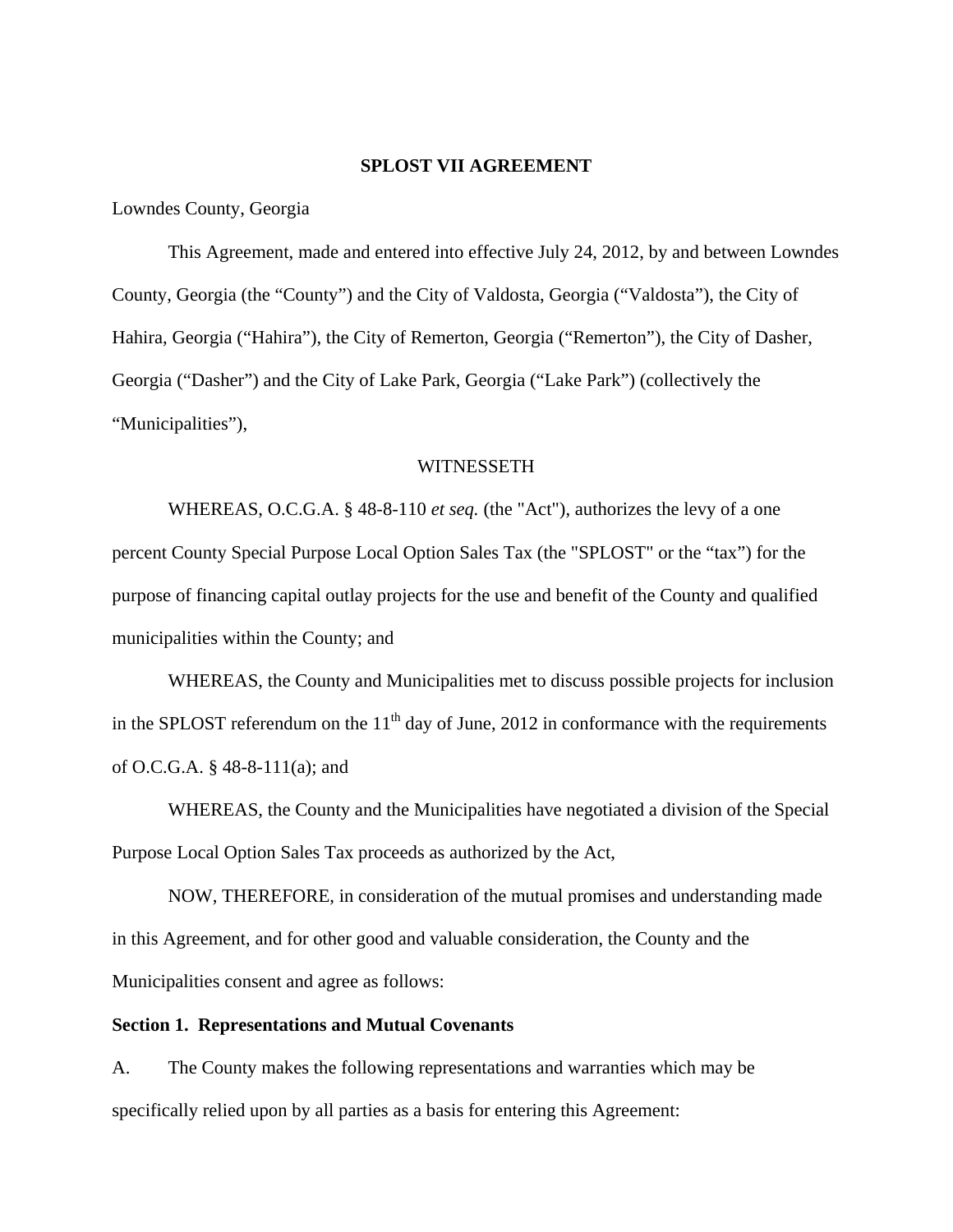# SPLOST VII AGREEMENT

Lowndes County, Georgia

This Agreement, made and entered into effective July 24, 2012, by and between Lowndes County, Georgia (the "County") and the City of Valdosta, Georgia ("Valdosta"), the City of Hahira, Georgia ("Hahira"), the City of Remerton, Georgia ("Remerton"), the City of Dasher, Georgia ("Dasher") and the City of Lake Park, Georgia ("Lake Park") (collectively the "Municipalities"),

WITNESSETH

WHEREAS, O.C.G.A. § 48-8-110 *et seq.* (the "Act"), authorizes the levy of a one percent County Special Purpose Local Option Sales Tax (the "SPLOST" or the "tax") for the purpose of financing capital outlay projects for the use and benefit of the County and qualified municipalities within the County; and

WHEREAS, the County and Municipalities met to discuss possible projects for inclusion in the SPLOST referendum on the 11th day of June, 2012 in conformance with the requirements of O.C.G.A. § 48-8-111(a); and

WHEREAS, the County and the Municipalities have negotiated a division of the Special Purpose Local Option Sales Tax proceeds as authorized by the Act,

NOW, THEREFORE, in consideration of the mutual promises and understanding made in this Agreement, and for other good and valuable consideration, the County and the Municipalities consent and agree as follows:

**Section 1. Representations and Mutual Covenants**

A. The County makes the following representations and warranties which may be specifically relied upon by all parties as a basis for entering this Agreement: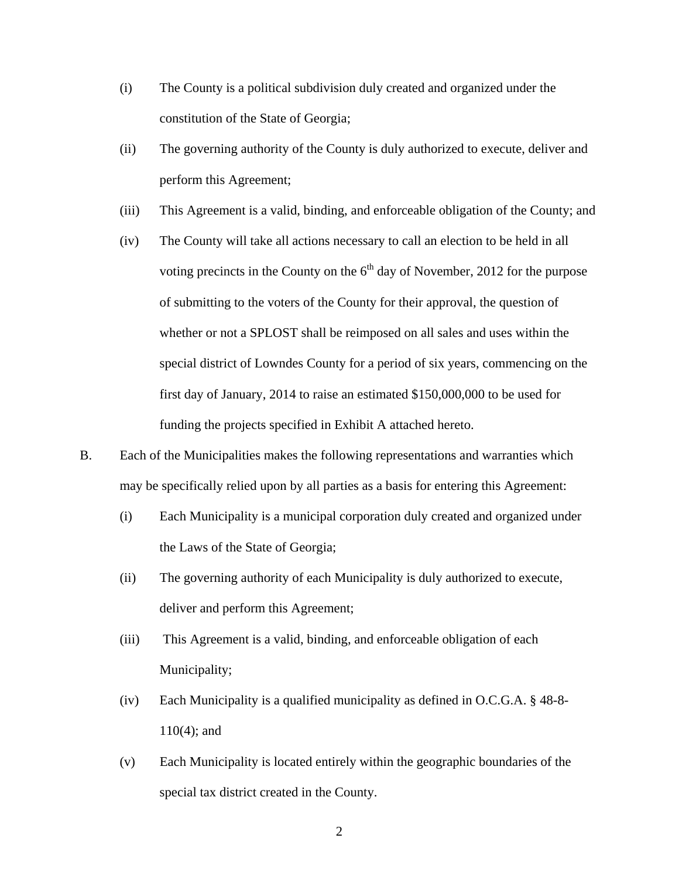(i) The County is a political subdivision duly created and organized under the constitution of the State of Georgia;

(ii) The governing authority of the County is duly authorized to execute, deliver and perform this Agreement;

(iii) This Agreement is a valid, binding, and enforceable obligation of the County; and

(iv) The County will take all actions necessary to call an election to be held in all voting precincts in the County on the 6th day of November, 2012 for the purpose of submitting to the voters of the County for their approval, the question of whether or not a SPLOST shall be reimposed on all sales and uses within the special district of Lowndes County for a period of six years, commencing on the first day of January, 2014 to raise an estimated $150,000,000 to be used for funding the projects specified in Exhibit A attached hereto.

B. Each of the Municipalities makes the following representations and warranties which may be specifically relied upon by all parties as a basis for entering this Agreement:

(i) Each Municipality is a municipal corporation duly created and organized under the Laws of the State of Georgia;

(ii) The governing authority of each Municipality is duly authorized to execute, deliver and perform this Agreement;

(iii) This Agreement is a valid, binding, and enforceable obligation of each Municipality;

(iv) Each Municipality is a qualified municipality as defined in O.C.G.A. § 48-8-110(4); and

(v) Each Municipality is located entirely within the geographic boundaries of the special tax district created in the County.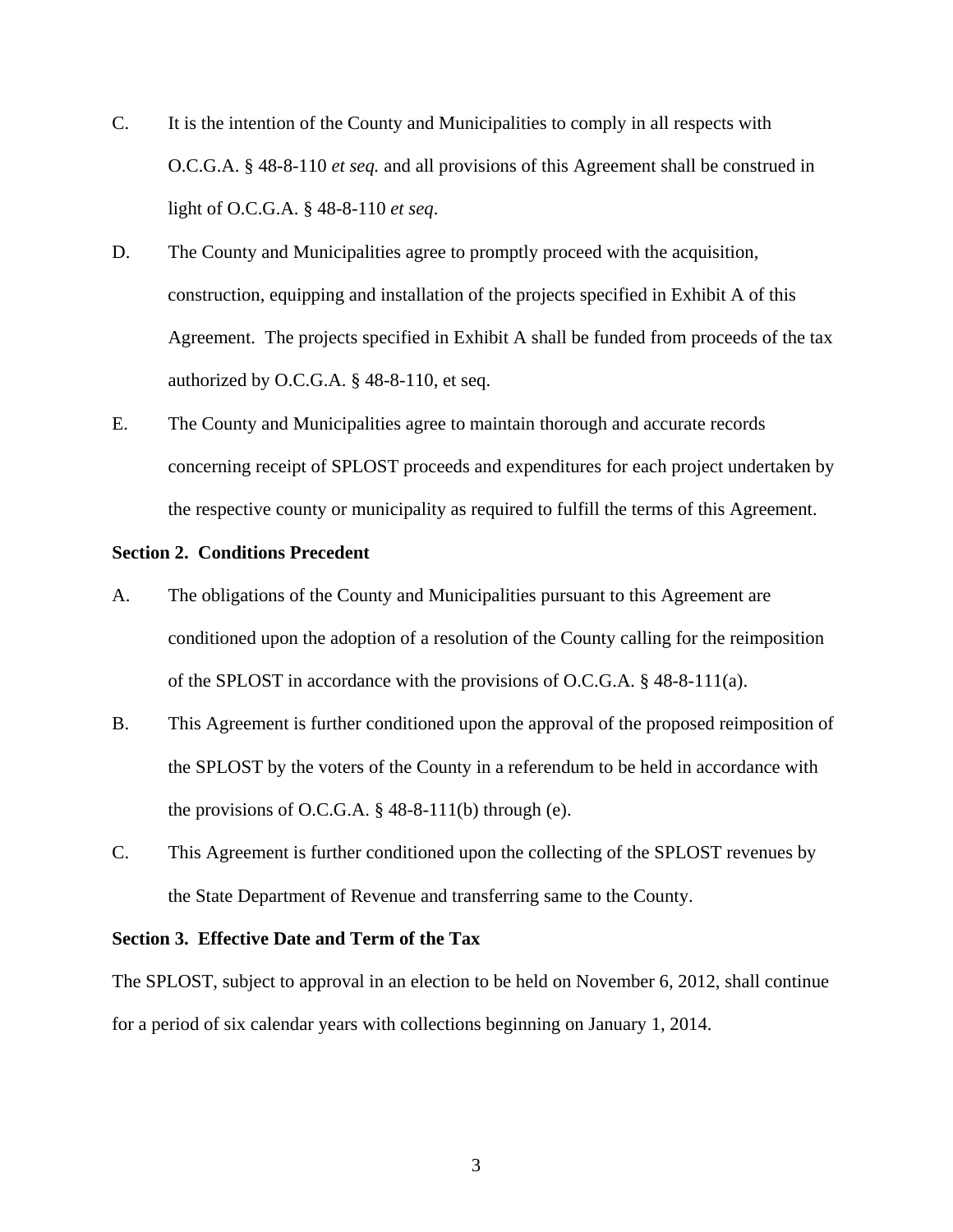C. It is the intention of the County and Municipalities to comply in all respects with O.C.G.A. § 48-8-110 *et seq.* and all provisions of this Agreement shall be construed in light of O.C.G.A. § 48-8-110 *et seq*.

D. The County and Municipalities agree to promptly proceed with the acquisition, construction, equipping and installation of the projects specified in Exhibit A of this Agreement. The projects specified in Exhibit A shall be funded from proceeds of the tax authorized by O.C.G.A. § 48-8-110, et seq.

E. The County and Municipalities agree to maintain thorough and accurate records concerning receipt of SPLOST proceeds and expenditures for each project undertaken by the respective county or municipality as required to fulfill the terms of this Agreement.

**Section 2. Conditions Precedent**

A. The obligations of the County and Municipalities pursuant to this Agreement are conditioned upon the adoption of a resolution of the County calling for the reimposition of the SPLOST in accordance with the provisions of O.C.G.A. § 48-8-111(a).

B. This Agreement is further conditioned upon the approval of the proposed reimposition of the SPLOST by the voters of the County in a referendum to be held in accordance with the provisions of O.C.G.A. § 48-8-111(b) through (e).

C. This Agreement is further conditioned upon the collecting of the SPLOST revenues by the State Department of Revenue and transferring same to the County.

**Section 3. Effective Date and Term of the Tax**

The SPLOST, subject to approval in an election to be held on November 6, 2012, shall continue for a period of six calendar years with collections beginning on January 1, 2014.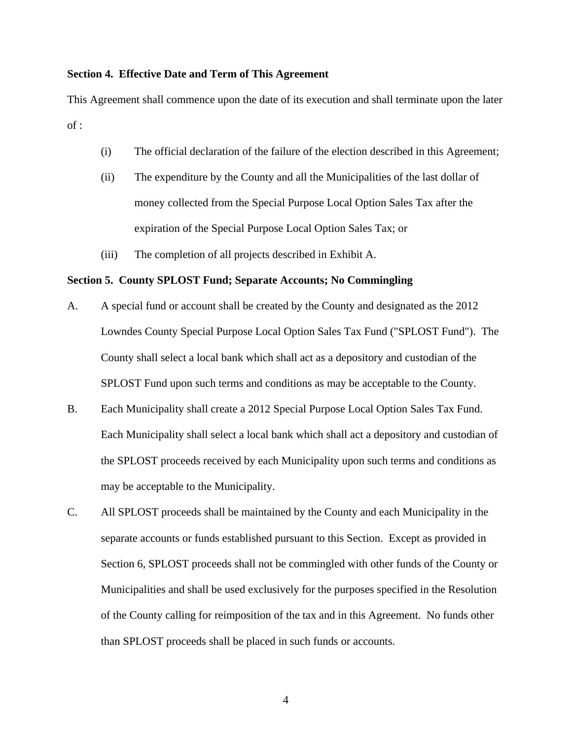**Section 4. Effective Date and Term of This Agreement**

This Agreement shall commence upon the date of its execution and shall terminate upon the later of :

(i) The official declaration of the failure of the election described in this Agreement;

(ii) The expenditure by the County and all the Municipalities of the last dollar of money collected from the Special Purpose Local Option Sales Tax after the expiration of the Special Purpose Local Option Sales Tax; or

(iii) The completion of all projects described in Exhibit A.

**Section 5. County SPLOST Fund; Separate Accounts; No Commingling**

A. A special fund or account shall be created by the County and designated as the 2012 Lowndes County Special Purpose Local Option Sales Tax Fund ("SPLOST Fund"). The County shall select a local bank which shall act as a depository and custodian of the SPLOST Fund upon such terms and conditions as may be acceptable to the County.

B. Each Municipality shall create a 2012 Special Purpose Local Option Sales Tax Fund. Each Municipality shall select a local bank which shall act a depository and custodian of the SPLOST proceeds received by each Municipality upon such terms and conditions as may be acceptable to the Municipality.

C. All SPLOST proceeds shall be maintained by the County and each Municipality in the separate accounts or funds established pursuant to this Section. Except as provided in Section 6, SPLOST proceeds shall not be commingled with other funds of the County or Municipalities and shall be used exclusively for the purposes specified in the Resolution of the County calling for reimposition of the tax and in this Agreement. No funds other than SPLOST proceeds shall be placed in such funds or accounts.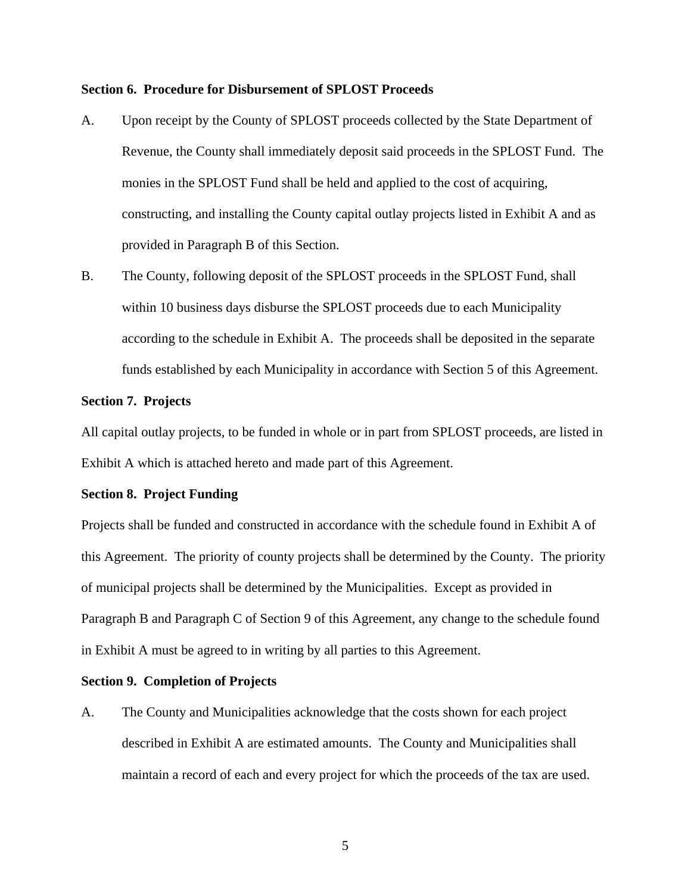**Section 6. Procedure for Disbursement of SPLOST Proceeds**

A. Upon receipt by the County of SPLOST proceeds collected by the State Department of Revenue, the County shall immediately deposit said proceeds in the SPLOST Fund. The monies in the SPLOST Fund shall be held and applied to the cost of acquiring, constructing, and installing the County capital outlay projects listed in Exhibit A and as provided in Paragraph B of this Section.

B. The County, following deposit of the SPLOST proceeds in the SPLOST Fund, shall within 10 business days disburse the SPLOST proceeds due to each Municipality according to the schedule in Exhibit A. The proceeds shall be deposited in the separate funds established by each Municipality in accordance with Section 5 of this Agreement.

**Section 7. Projects**

All capital outlay projects, to be funded in whole or in part from SPLOST proceeds, are listed in Exhibit A which is attached hereto and made part of this Agreement.

**Section 8. Project Funding**

Projects shall be funded and constructed in accordance with the schedule found in Exhibit A of this Agreement. The priority of county projects shall be determined by the County. The priority of municipal projects shall be determined by the Municipalities. Except as provided in Paragraph B and Paragraph C of Section 9 of this Agreement, any change to the schedule found in Exhibit A must be agreed to in writing by all parties to this Agreement.

**Section 9. Completion of Projects**

A. The County and Municipalities acknowledge that the costs shown for each project described in Exhibit A are estimated amounts. The County and Municipalities shall maintain a record of each and every project for which the proceeds of the tax are used.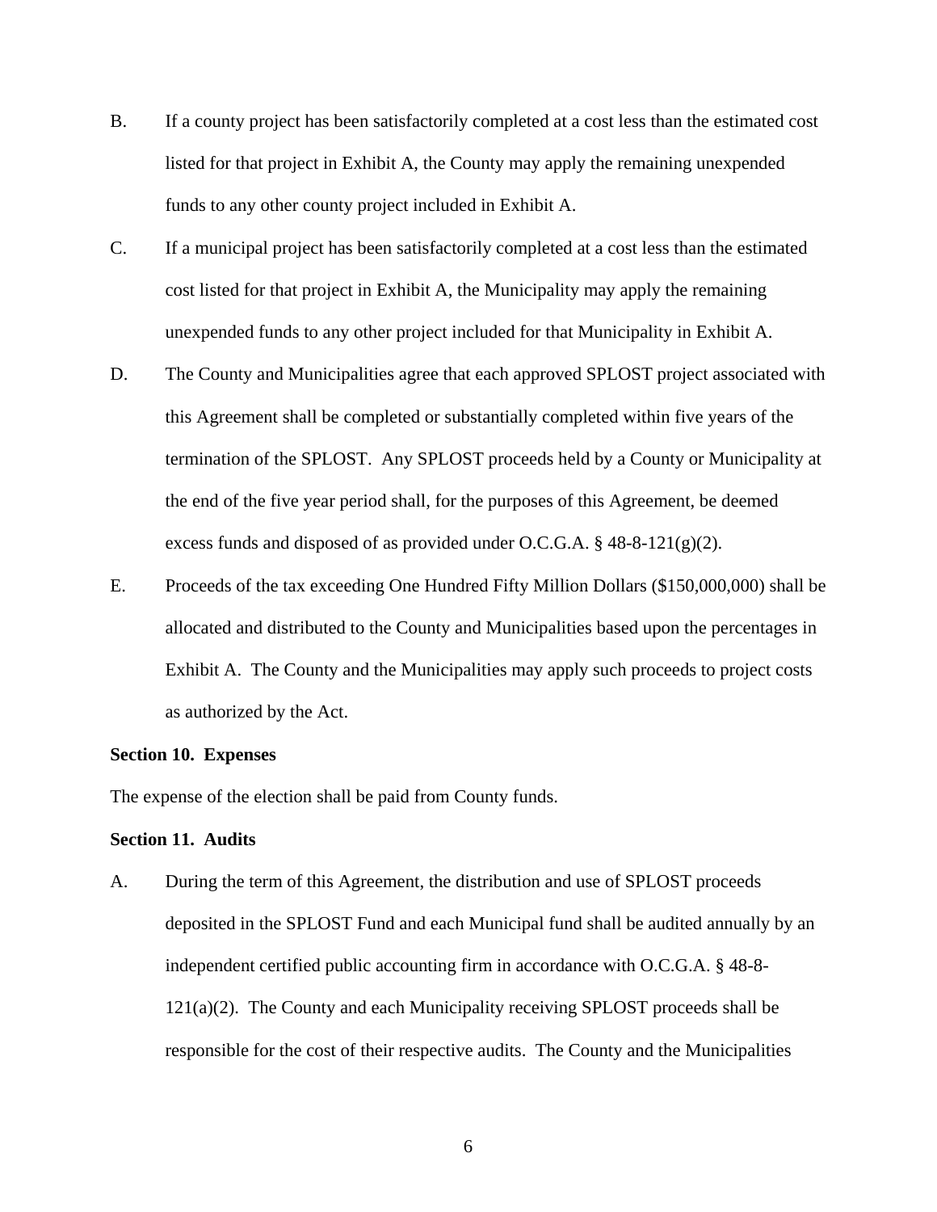B. If a county project has been satisfactorily completed at a cost less than the estimated cost listed for that project in Exhibit A, the County may apply the remaining unexpended funds to any other county project included in Exhibit A.

C. If a municipal project has been satisfactorily completed at a cost less than the estimated cost listed for that project in Exhibit A, the Municipality may apply the remaining unexpended funds to any other project included for that Municipality in Exhibit A.

D. The County and Municipalities agree that each approved SPLOST project associated with this Agreement shall be completed or substantially completed within five years of the termination of the SPLOST. Any SPLOST proceeds held by a County or Municipality at the end of the five year period shall, for the purposes of this Agreement, be deemed excess funds and disposed of as provided under O.C.G.A. § 48-8-121(g)(2).

E. Proceeds of the tax exceeding One Hundred Fifty Million Dollars ($150,000,000) shall be allocated and distributed to the County and Municipalities based upon the percentages in Exhibit A. The County and the Municipalities may apply such proceeds to project costs as authorized by the Act.

**Section 10. Expenses**

The expense of the election shall be paid from County funds.

**Section 11. Audits**

A. During the term of this Agreement, the distribution and use of SPLOST proceeds deposited in the SPLOST Fund and each Municipal fund shall be audited annually by an independent certified public accounting firm in accordance with O.C.G.A. § 48-8-121(a)(2). The County and each Municipality receiving SPLOST proceeds shall be responsible for the cost of their respective audits. The County and the Municipalities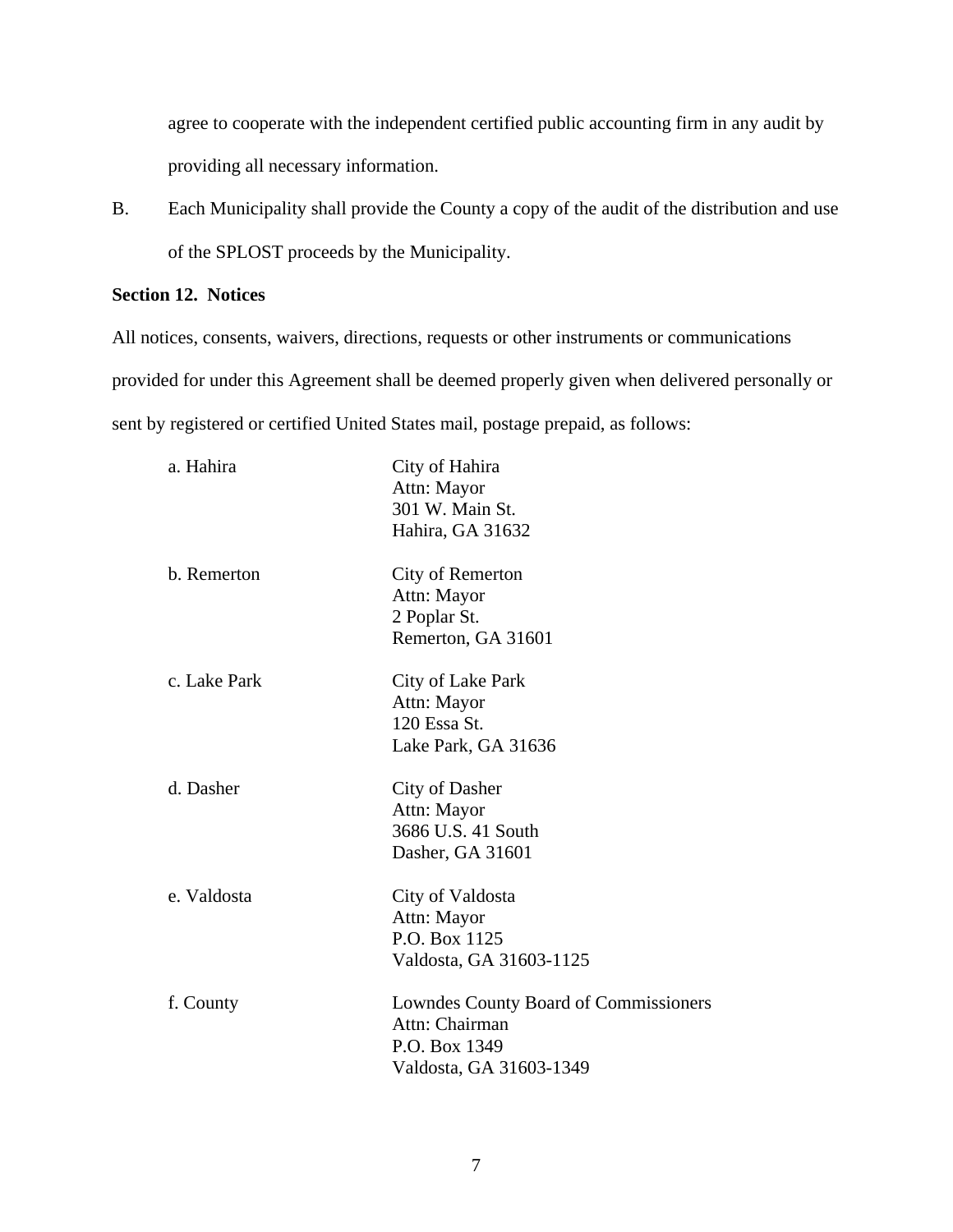agree to cooperate with the independent certified public accounting firm in any audit by providing all necessary information.

B. Each Municipality shall provide the County a copy of the audit of the distribution and use of the SPLOST proceeds by the Municipality.

**Section 12. Notices**

All notices, consents, waivers, directions, requests or other instruments or communications provided for under this Agreement shall be deemed properly given when delivered personally or sent by registered or certified United States mail, postage prepaid, as follows:

a. Hahira

City of Hahira
Attn: Mayor
301 W. Main St.
Hahira, GA 31632

b. Remerton

City of Remerton
Attn: Mayor
2 Poplar St.
Remerton, GA 31601

c. Lake Park

City of Lake Park
Attn: Mayor
120 Essa St.
Lake Park, GA 31636

d. Dasher

City of Dasher
Attn: Mayor
3686 U.S. 41 South
Dasher, GA 31601

e. Valdosta

City of Valdosta
Attn: Mayor
P.O. Box 1125
Valdosta, GA 31603-1125

f. County

Lowndes County Board of Commissioners
Attn: Chairman
P.O. Box 1349
Valdosta, GA 31603-1349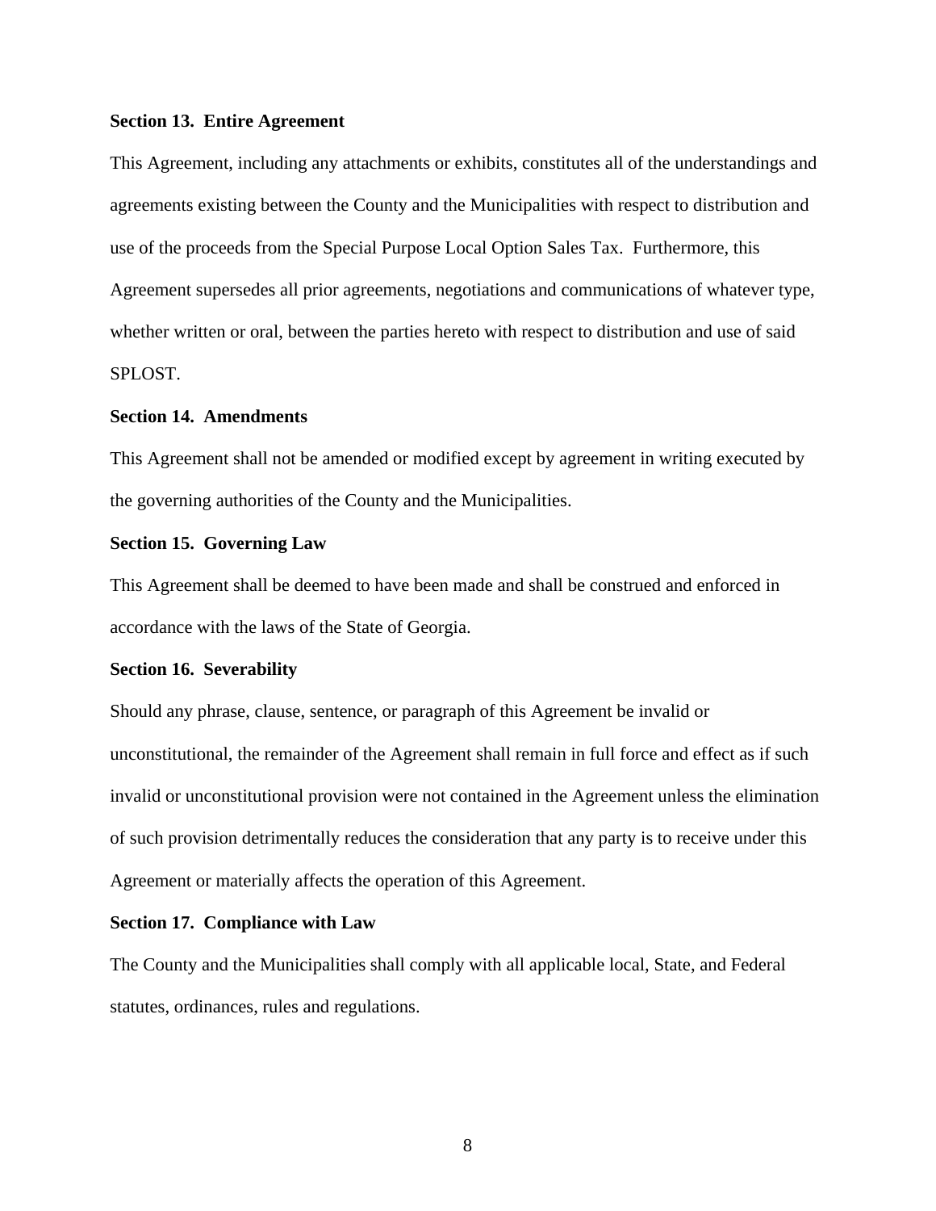**Section 13. Entire Agreement**

This Agreement, including any attachments or exhibits, constitutes all of the understandings and agreements existing between the County and the Municipalities with respect to distribution and use of the proceeds from the Special Purpose Local Option Sales Tax. Furthermore, this Agreement supersedes all prior agreements, negotiations and communications of whatever type, whether written or oral, between the parties hereto with respect to distribution and use of said SPLOST.

**Section 14. Amendments**

This Agreement shall not be amended or modified except by agreement in writing executed by the governing authorities of the County and the Municipalities.

**Section 15. Governing Law**

This Agreement shall be deemed to have been made and shall be construed and enforced in accordance with the laws of the State of Georgia.

**Section 16. Severability**

Should any phrase, clause, sentence, or paragraph of this Agreement be invalid or unconstitutional, the remainder of the Agreement shall remain in full force and effect as if such invalid or unconstitutional provision were not contained in the Agreement unless the elimination of such provision detrimentally reduces the consideration that any party is to receive under this Agreement or materially affects the operation of this Agreement.

**Section 17. Compliance with Law**

The County and the Municipalities shall comply with all applicable local, State, and Federal statutes, ordinances, rules and regulations.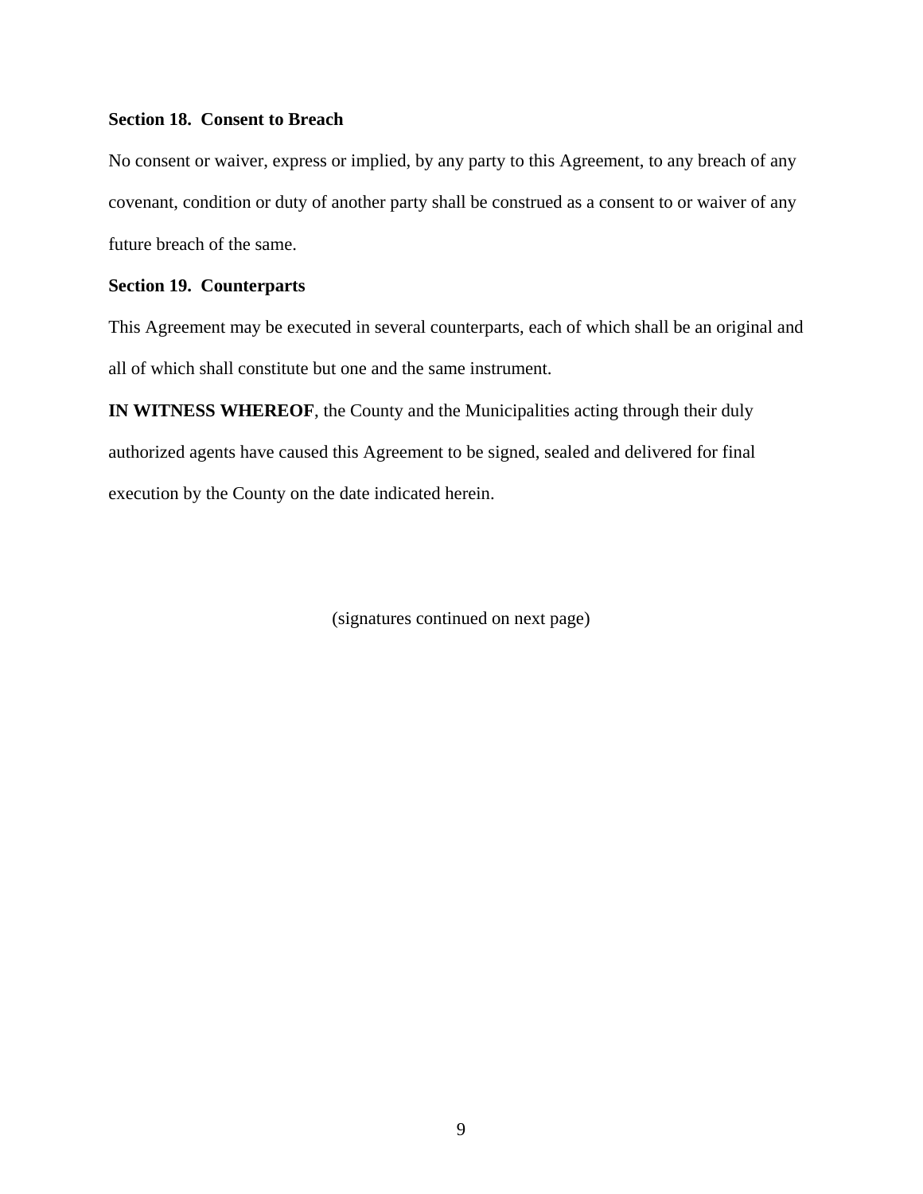**Section 18. Consent to Breach**

No consent or waiver, express or implied, by any party to this Agreement, to any breach of any covenant, condition or duty of another party shall be construed as a consent to or waiver of any future breach of the same.

**Section 19. Counterparts**

This Agreement may be executed in several counterparts, each of which shall be an original and all of which shall constitute but one and the same instrument.

**IN WITNESS WHEREOF**, the County and the Municipalities acting through their duly authorized agents have caused this Agreement to be signed, sealed and delivered for final execution by the County on the date indicated herein.

(signatures continued on next page)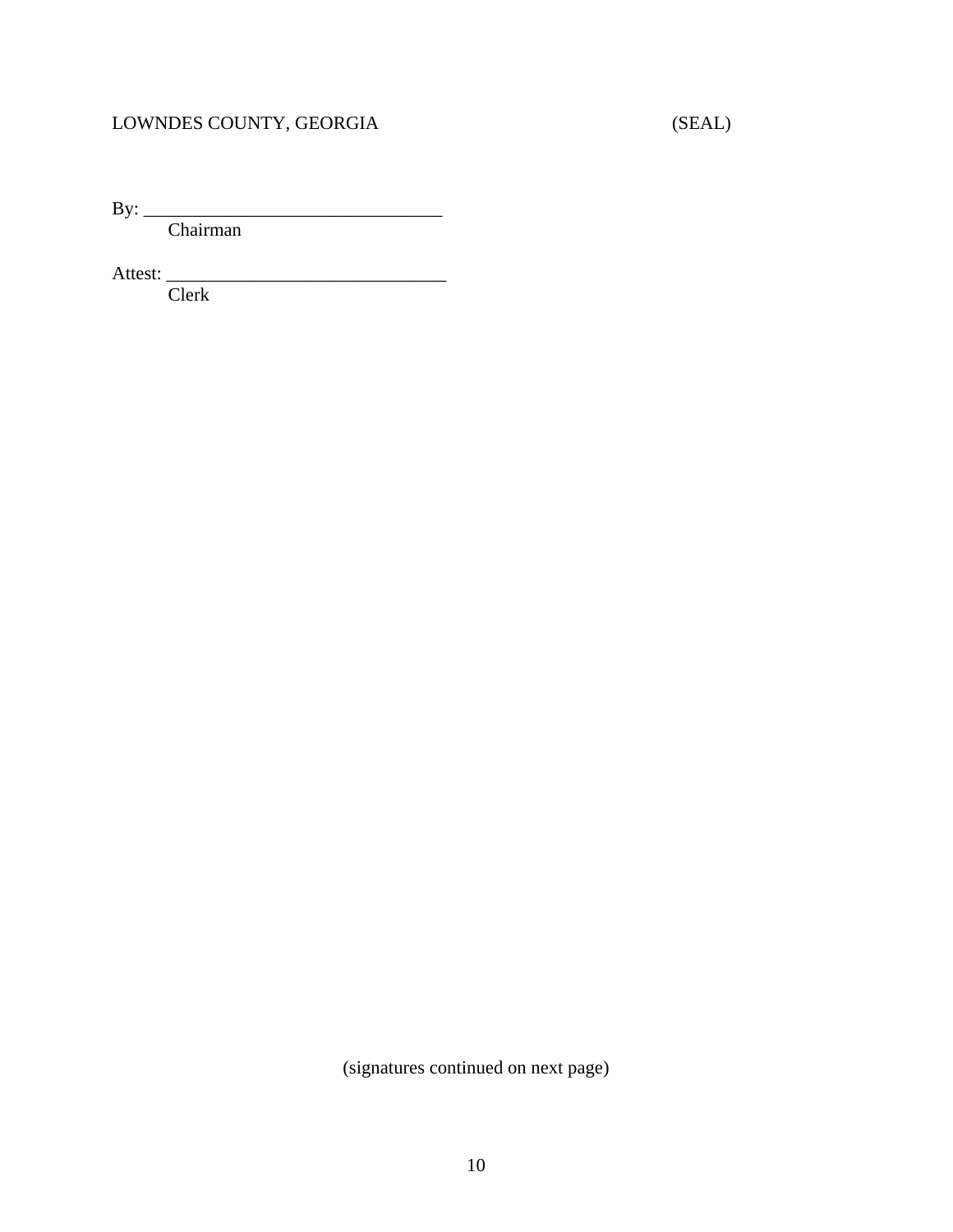LOWNDES COUNTY, GEORGIA (SEAL)

By: ________________________________
Chairman

Attest: ______________________________
Clerk

(signatures continued on next page)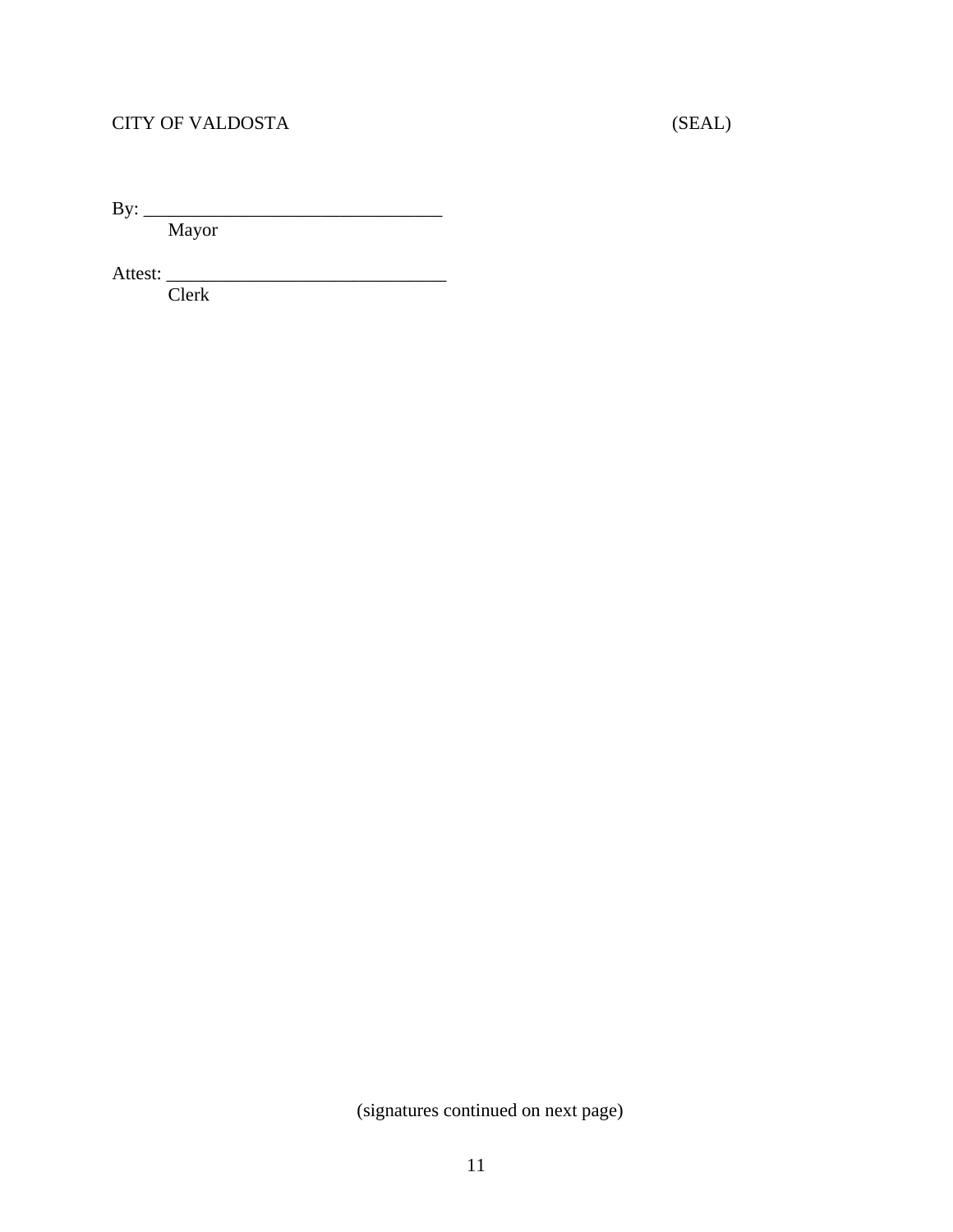CITY OF VALDOSTA (SEAL)

By: \_\_\_\_\_\_\_\_\_\_\_\_\_\_\_\_\_\_\_\_\_\_\_\_\_\_\_\_\_\_\_\_
Mayor

Attest: \_\_\_\_\_\_\_\_\_\_\_\_\_\_\_\_\_\_\_\_\_\_\_\_\_\_\_\_\_\_
Clerk

(signatures continued on next page)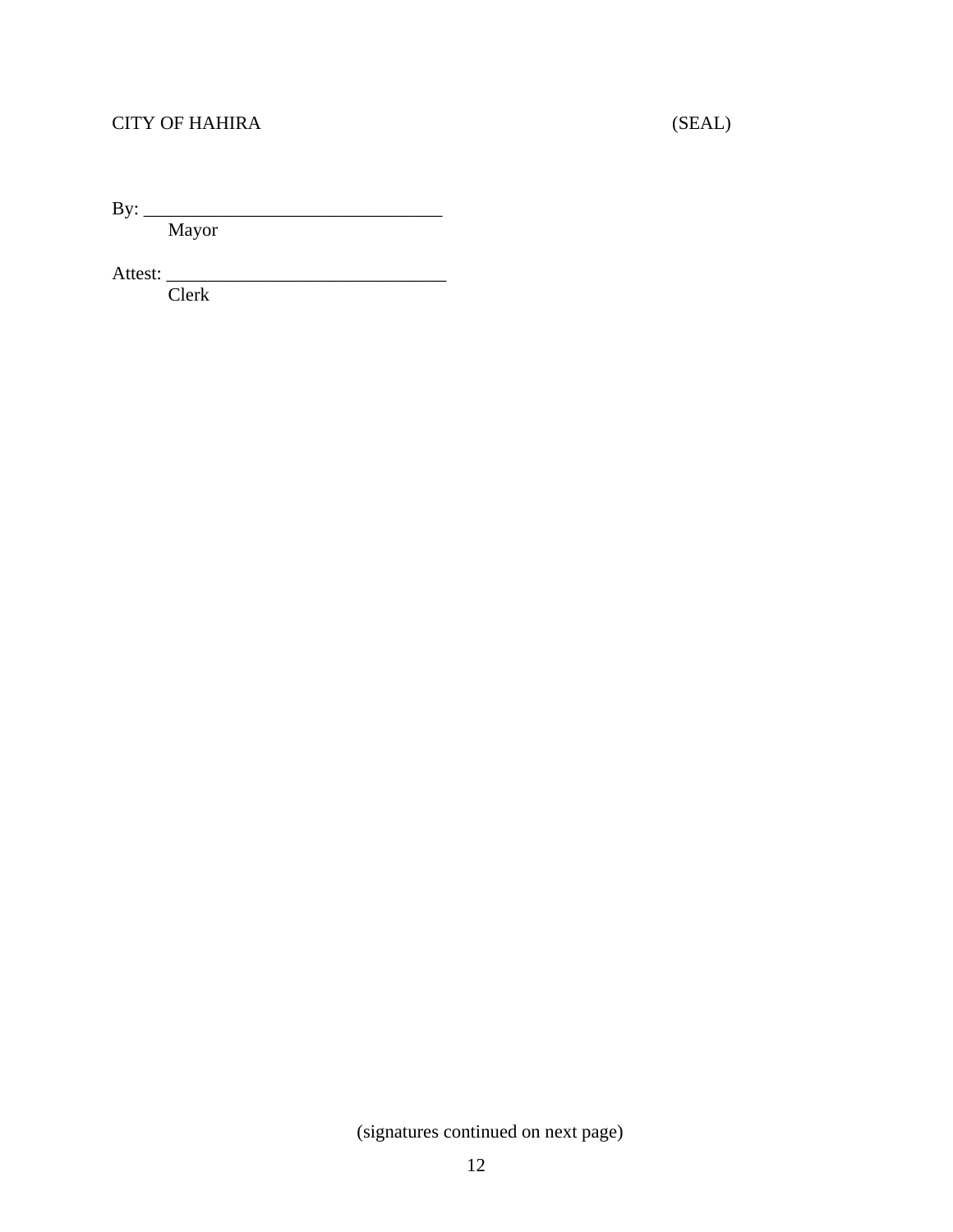CITY OF HAHIRA (SEAL)

By: _______________________________
Mayor

Attest: _____________________________
Clerk

(signatures continued on next page)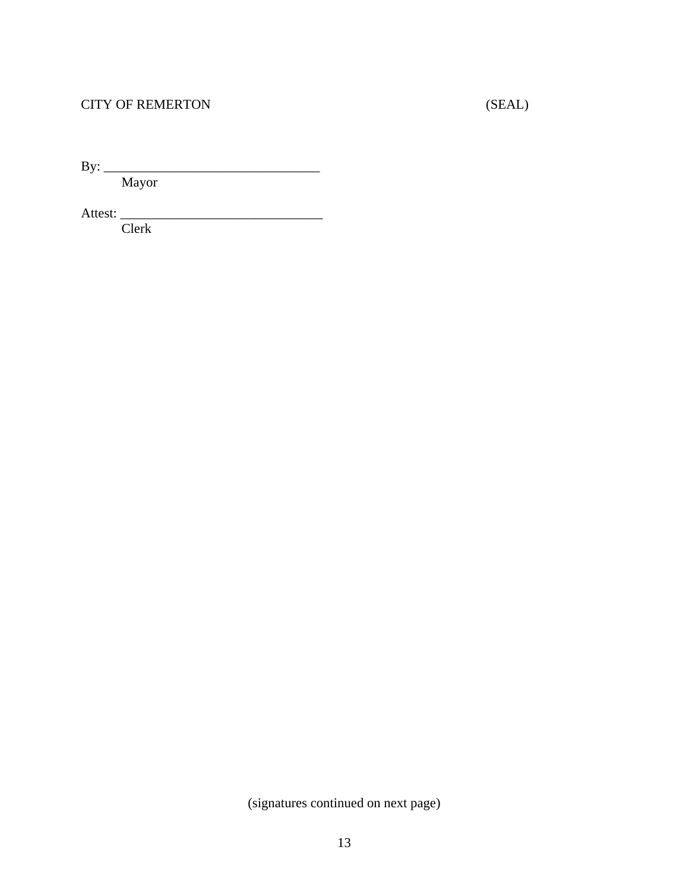CITY OF REMERTON (SEAL)

By: ________________________________
Mayor

Attest: ______________________________
Clerk

(signatures continued on next page)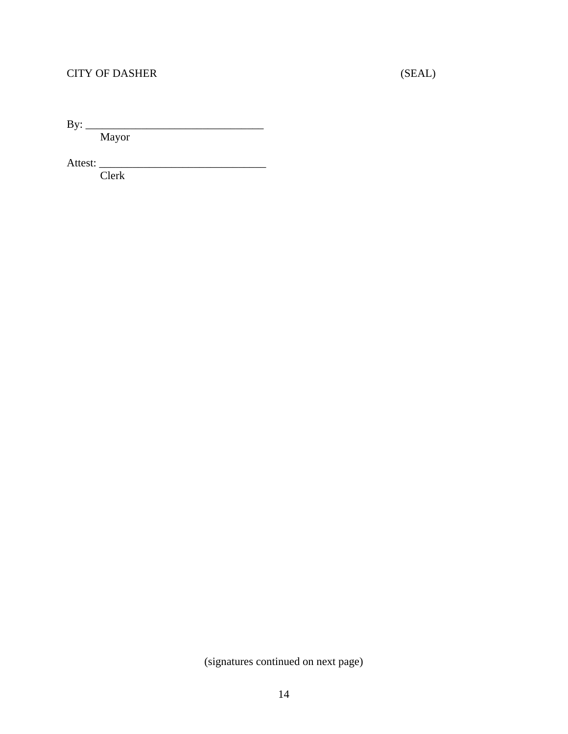CITY OF DASHER (SEAL)

By: _______________________________
Mayor

Attest: ______________________________
Clerk

(signatures continued on next page)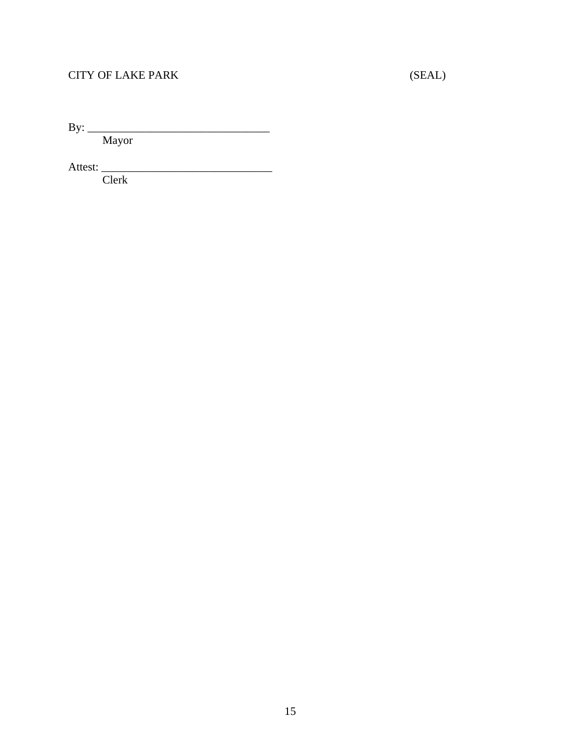CITY OF LAKE PARK (SEAL)

By: _______________________________
Mayor

Attest: _____________________________
Clerk